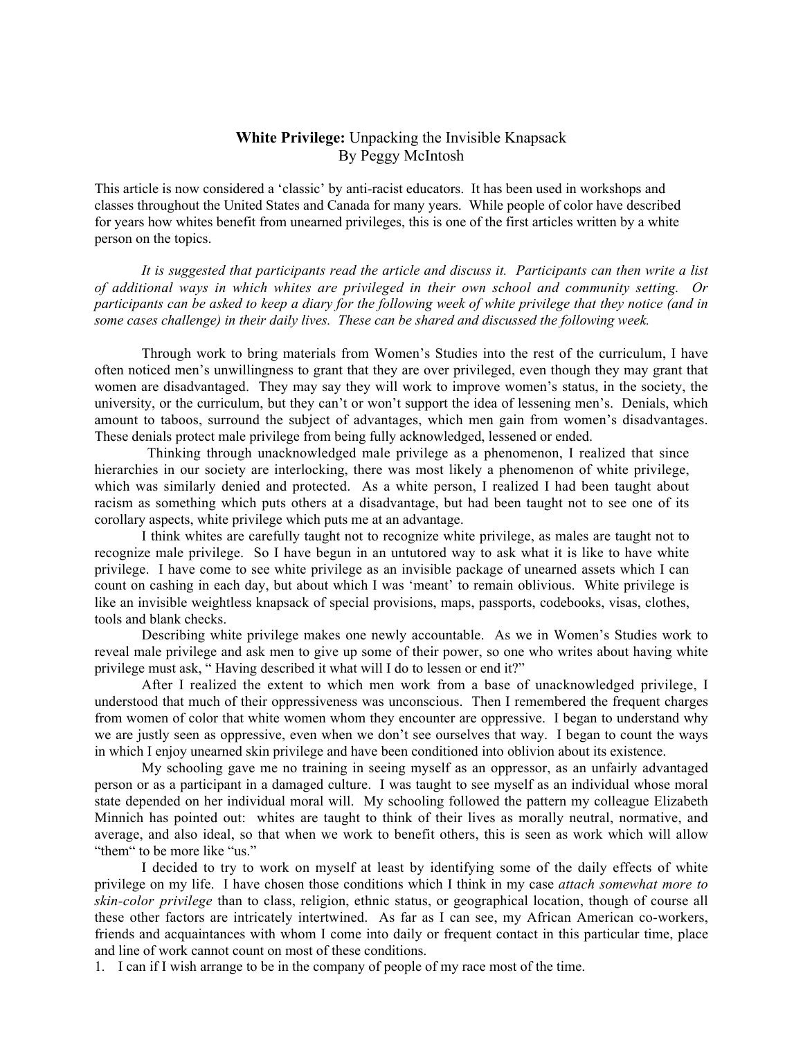**White Privilege:** Unpacking the Invisible Knapsack
By Peggy McIntosh

This article is now considered a 'classic' by anti-racist educators. It has been used in workshops and classes throughout the United States and Canada for many years. While people of color have described for years how whites benefit from unearned privileges, this is one of the first articles written by a white person on the topics.

*It is suggested that participants read the article and discuss it. Participants can then write a list of additional ways in which whites are privileged in their own school and community setting. Or participants can be asked to keep a diary for the following week of white privilege that they notice (and in some cases challenge) in their daily lives. These can be shared and discussed the following week.*

Through work to bring materials from Women's Studies into the rest of the curriculum, I have often noticed men's unwillingness to grant that they are over privileged, even though they may grant that women are disadvantaged. They may say they will work to improve women's status, in the society, the university, or the curriculum, but they can't or won't support the idea of lessening men's. Denials, which amount to taboos, surround the subject of advantages, which men gain from women's disadvantages. These denials protect male privilege from being fully acknowledged, lessened or ended.

Thinking through unacknowledged male privilege as a phenomenon, I realized that since hierarchies in our society are interlocking, there was most likely a phenomenon of white privilege, which was similarly denied and protected. As a white person, I realized I had been taught about racism as something which puts others at a disadvantage, but had been taught not to see one of its corollary aspects, white privilege which puts me at an advantage.

I think whites are carefully taught not to recognize white privilege, as males are taught not to recognize male privilege. So I have begun in an untutored way to ask what it is like to have white privilege. I have come to see white privilege as an invisible package of unearned assets which I can count on cashing in each day, but about which I was 'meant' to remain oblivious. White privilege is like an invisible weightless knapsack of special provisions, maps, passports, codebooks, visas, clothes, tools and blank checks.

Describing white privilege makes one newly accountable. As we in Women's Studies work to reveal male privilege and ask men to give up some of their power, so one who writes about having white privilege must ask, " Having described it what will I do to lessen or end it?"

After I realized the extent to which men work from a base of unacknowledged privilege, I understood that much of their oppressiveness was unconscious. Then I remembered the frequent charges from women of color that white women whom they encounter are oppressive. I began to understand why we are justly seen as oppressive, even when we don't see ourselves that way. I began to count the ways in which I enjoy unearned skin privilege and have been conditioned into oblivion about its existence.

My schooling gave me no training in seeing myself as an oppressor, as an unfairly advantaged person or as a participant in a damaged culture. I was taught to see myself as an individual whose moral state depended on her individual moral will. My schooling followed the pattern my colleague Elizabeth Minnich has pointed out: whites are taught to think of their lives as morally neutral, normative, and average, and also ideal, so that when we work to benefit others, this is seen as work which will allow "them" to be more like "us."

I decided to try to work on myself at least by identifying some of the daily effects of white privilege on my life. I have chosen those conditions which I think in my case *attach somewhat more to skin-color privilege* than to class, religion, ethnic status, or geographical location, though of course all these other factors are intricately intertwined. As far as I can see, my African American co-workers, friends and acquaintances with whom I come into daily or frequent contact in this particular time, place and line of work cannot count on most of these conditions.

1. I can if I wish arrange to be in the company of people of my race most of the time.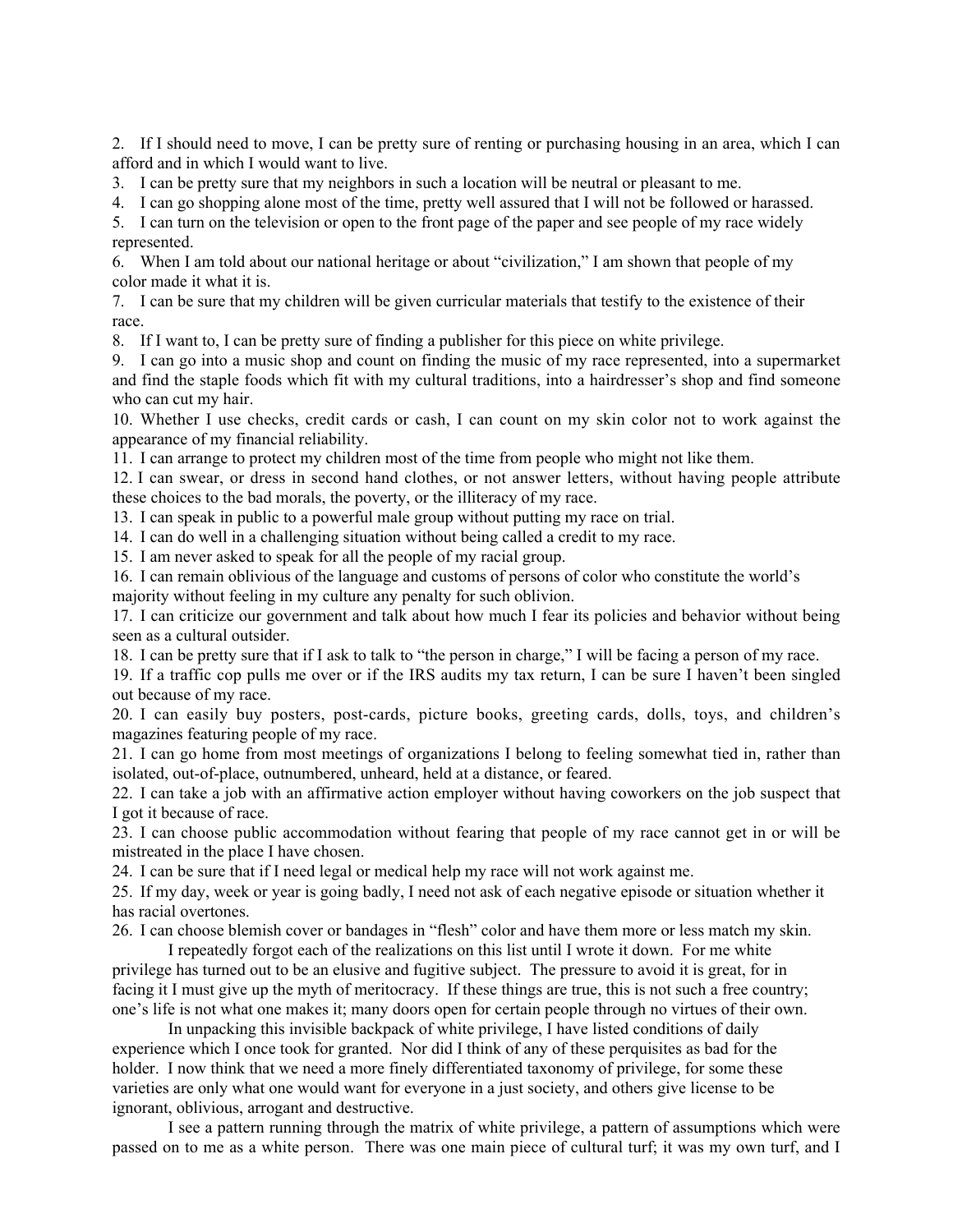2. If I should need to move, I can be pretty sure of renting or purchasing housing in an area, which I can afford and in which I would want to live.
3. I can be pretty sure that my neighbors in such a location will be neutral or pleasant to me.
4. I can go shopping alone most of the time, pretty well assured that I will not be followed or harassed.
5. I can turn on the television or open to the front page of the paper and see people of my race widely represented.
6. When I am told about our national heritage or about "civilization," I am shown that people of my color made it what it is.
7. I can be sure that my children will be given curricular materials that testify to the existence of their race.
8. If I want to, I can be pretty sure of finding a publisher for this piece on white privilege.
9. I can go into a music shop and count on finding the music of my race represented, into a supermarket and find the staple foods which fit with my cultural traditions, into a hairdresser's shop and find someone who can cut my hair.
10. Whether I use checks, credit cards or cash, I can count on my skin color not to work against the appearance of my financial reliability.
11. I can arrange to protect my children most of the time from people who might not like them.
12. I can swear, or dress in second hand clothes, or not answer letters, without having people attribute these choices to the bad morals, the poverty, or the illiteracy of my race.
13. I can speak in public to a powerful male group without putting my race on trial.
14. I can do well in a challenging situation without being called a credit to my race.
15. I am never asked to speak for all the people of my racial group.
16. I can remain oblivious of the language and customs of persons of color who constitute the world's majority without feeling in my culture any penalty for such oblivion.
17. I can criticize our government and talk about how much I fear its policies and behavior without being seen as a cultural outsider.
18. I can be pretty sure that if I ask to talk to "the person in charge," I will be facing a person of my race.
19. If a traffic cop pulls me over or if the IRS audits my tax return, I can be sure I haven't been singled out because of my race.
20. I can easily buy posters, post-cards, picture books, greeting cards, dolls, toys, and children's magazines featuring people of my race.
21. I can go home from most meetings of organizations I belong to feeling somewhat tied in, rather than isolated, out-of-place, outnumbered, unheard, held at a distance, or feared.
22. I can take a job with an affirmative action employer without having coworkers on the job suspect that I got it because of race.
23. I can choose public accommodation without fearing that people of my race cannot get in or will be mistreated in the place I have chosen.
24. I can be sure that if I need legal or medical help my race will not work against me.
25. If my day, week or year is going badly, I need not ask of each negative episode or situation whether it has racial overtones.
26. I can choose blemish cover or bandages in "flesh" color and have them more or less match my skin.

I repeatedly forgot each of the realizations on this list until I wrote it down. For me white privilege has turned out to be an elusive and fugitive subject. The pressure to avoid it is great, for in facing it I must give up the myth of meritocracy. If these things are true, this is not such a free country; one's life is not what one makes it; many doors open for certain people through no virtues of their own.

In unpacking this invisible backpack of white privilege, I have listed conditions of daily experience which I once took for granted. Nor did I think of any of these perquisites as bad for the holder. I now think that we need a more finely differentiated taxonomy of privilege, for some these varieties are only what one would want for everyone in a just society, and others give license to be ignorant, oblivious, arrogant and destructive.

I see a pattern running through the matrix of white privilege, a pattern of assumptions which were passed on to me as a white person. There was one main piece of cultural turf; it was my own turf, and I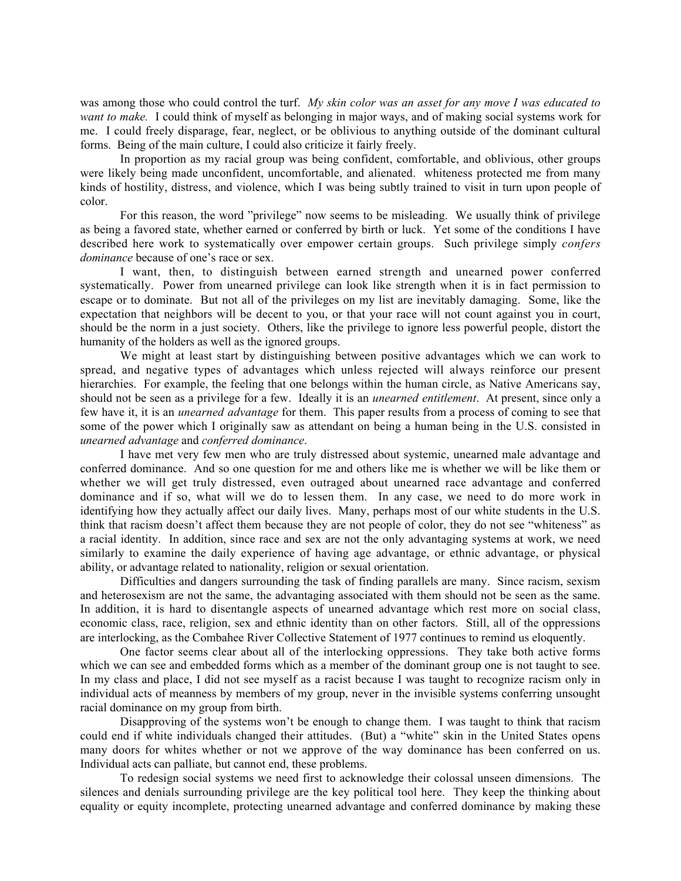was among those who could control the turf. *My skin color was an asset for any move I was educated to want to make.* I could think of myself as belonging in major ways, and of making social systems work for me. I could freely disparage, fear, neglect, or be oblivious to anything outside of the dominant cultural forms. Being of the main culture, I could also criticize it fairly freely.

In proportion as my racial group was being confident, comfortable, and oblivious, other groups were likely being made unconfident, uncomfortable, and alienated. whiteness protected me from many kinds of hostility, distress, and violence, which I was being subtly trained to visit in turn upon people of color.

For this reason, the word "privilege" now seems to be misleading. We usually think of privilege as being a favored state, whether earned or conferred by birth or luck. Yet some of the conditions I have described here work to systematically over empower certain groups. Such privilege simply *confers dominance* because of one's race or sex.

I want, then, to distinguish between earned strength and unearned power conferred systematically. Power from unearned privilege can look like strength when it is in fact permission to escape or to dominate. But not all of the privileges on my list are inevitably damaging. Some, like the expectation that neighbors will be decent to you, or that your race will not count against you in court, should be the norm in a just society. Others, like the privilege to ignore less powerful people, distort the humanity of the holders as well as the ignored groups.

We might at least start by distinguishing between positive advantages which we can work to spread, and negative types of advantages which unless rejected will always reinforce our present hierarchies. For example, the feeling that one belongs within the human circle, as Native Americans say, should not be seen as a privilege for a few. Ideally it is an *unearned entitlement*. At present, since only a few have it, it is an *unearned advantage* for them. This paper results from a process of coming to see that some of the power which I originally saw as attendant on being a human being in the U.S. consisted in *unearned advantage* and *conferred dominance*.

I have met very few men who are truly distressed about systemic, unearned male advantage and conferred dominance. And so one question for me and others like me is whether we will be like them or whether we will get truly distressed, even outraged about unearned race advantage and conferred dominance and if so, what will we do to lessen them. In any case, we need to do more work in identifying how they actually affect our daily lives. Many, perhaps most of our white students in the U.S. think that racism doesn't affect them because they are not people of color, they do not see "whiteness" as a racial identity. In addition, since race and sex are not the only advantaging systems at work, we need similarly to examine the daily experience of having age advantage, or ethnic advantage, or physical ability, or advantage related to nationality, religion or sexual orientation.

Difficulties and dangers surrounding the task of finding parallels are many. Since racism, sexism and heterosexism are not the same, the advantaging associated with them should not be seen as the same. In addition, it is hard to disentangle aspects of unearned advantage which rest more on social class, economic class, race, religion, sex and ethnic identity than on other factors. Still, all of the oppressions are interlocking, as the Combahee River Collective Statement of 1977 continues to remind us eloquently.

One factor seems clear about all of the interlocking oppressions. They take both active forms which we can see and embedded forms which as a member of the dominant group one is not taught to see. In my class and place, I did not see myself as a racist because I was taught to recognize racism only in individual acts of meanness by members of my group, never in the invisible systems conferring unsought racial dominance on my group from birth.

Disapproving of the systems won't be enough to change them. I was taught to think that racism could end if white individuals changed their attitudes. (But) a "white" skin in the United States opens many doors for whites whether or not we approve of the way dominance has been conferred on us. Individual acts can palliate, but cannot end, these problems.

To redesign social systems we need first to acknowledge their colossal unseen dimensions. The silences and denials surrounding privilege are the key political tool here. They keep the thinking about equality or equity incomplete, protecting unearned advantage and conferred dominance by making these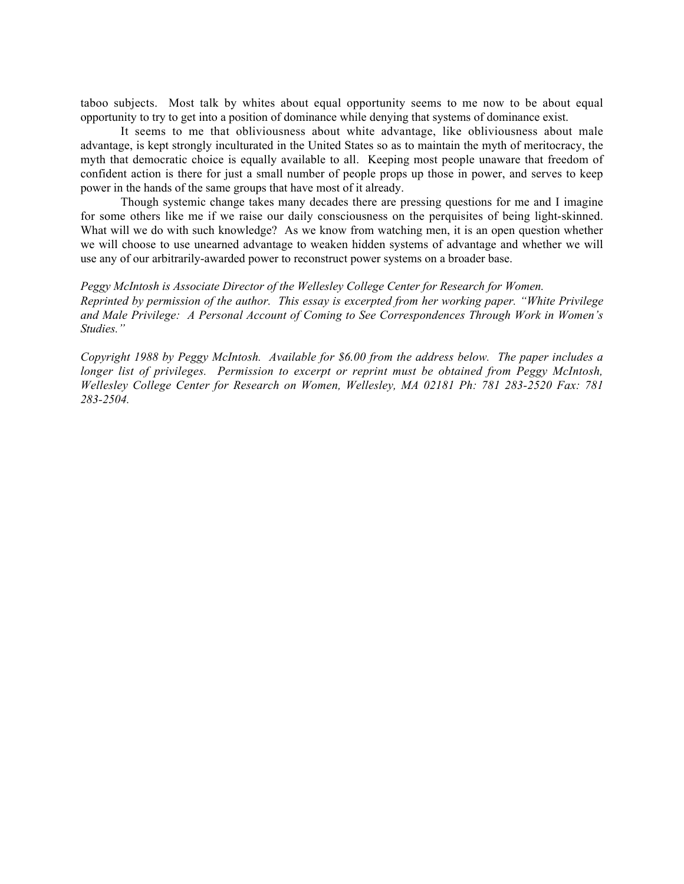taboo subjects. Most talk by whites about equal opportunity seems to me now to be about equal opportunity to try to get into a position of dominance while denying that systems of dominance exist.

It seems to me that obliviousness about white advantage, like obliviousness about male advantage, is kept strongly inculturated in the United States so as to maintain the myth of meritocracy, the myth that democratic choice is equally available to all. Keeping most people unaware that freedom of confident action is there for just a small number of people props up those in power, and serves to keep power in the hands of the same groups that have most of it already.

Though systemic change takes many decades there are pressing questions for me and I imagine for some others like me if we raise our daily consciousness on the perquisites of being light-skinned. What will we do with such knowledge? As we know from watching men, it is an open question whether we will choose to use unearned advantage to weaken hidden systems of advantage and whether we will use any of our arbitrarily-awarded power to reconstruct power systems on a broader base.

*Peggy McIntosh is Associate Director of the Wellesley College Center for Research for Women.*
*Reprinted by permission of the author. This essay is excerpted from her working paper. "White Privilege and Male Privilege: A Personal Account of Coming to See Correspondences Through Work in Women's Studies."*

*Copyright 1988 by Peggy McIntosh. Available for $6.00 from the address below. The paper includes a longer list of privileges. Permission to excerpt or reprint must be obtained from Peggy McIntosh, Wellesley College Center for Research on Women, Wellesley, MA 02181 Ph: 781 283-2520 Fax: 781 283-2504.*